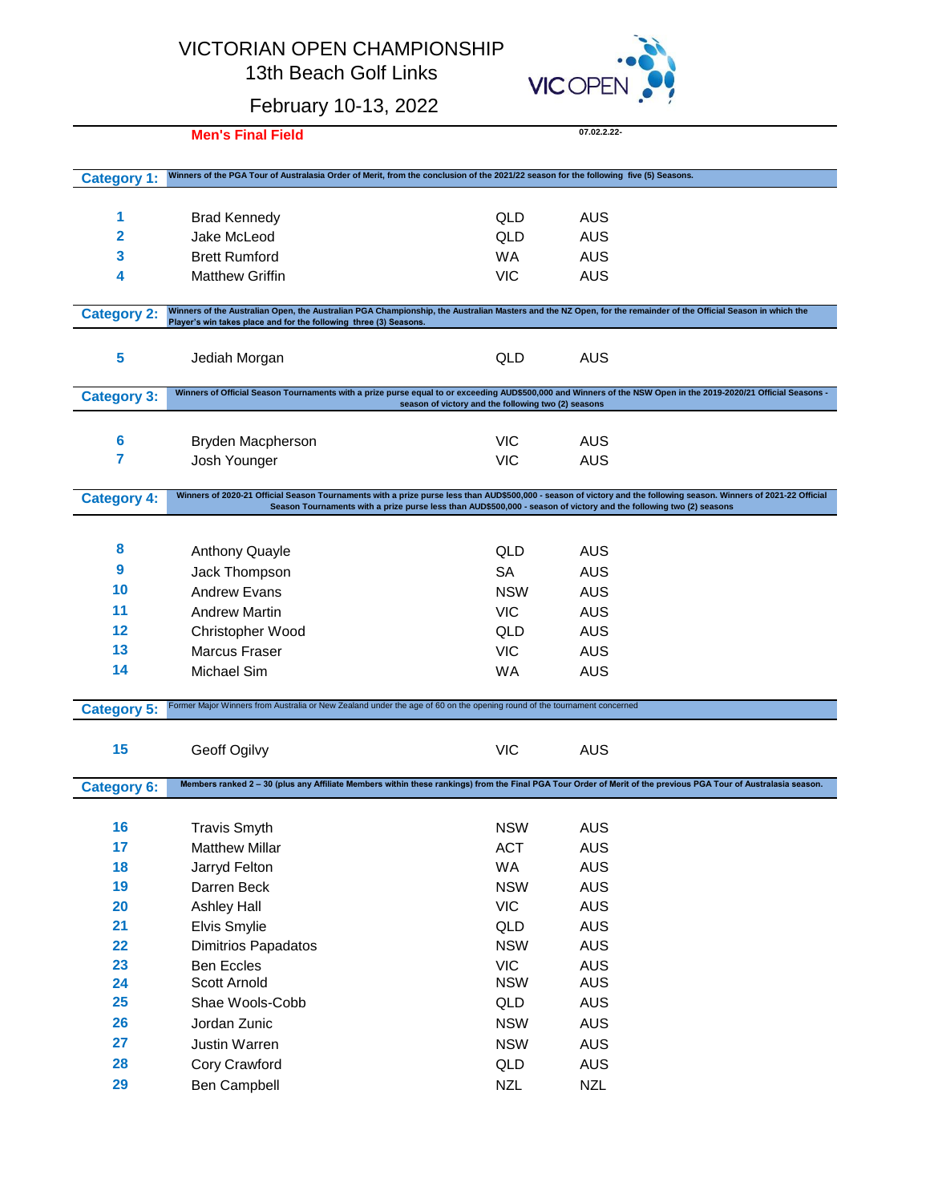# VICTORIAN OPEN CHAMPIONSHIP

## 13th Beach Golf Links

## February 10-13, 2022

**Men's Final Field**

07.02.2.22-

### Category 1:

Winners of the PGA Tour of Australasia Order of Merit, from the conclusion of the 2021/22 season for the following five (5) Seasons.

| # | Name | State | Country |
|---|---|---|---|
| 1 | Brad Kennedy | QLD | AUS |
| 2 | Jake McLeod | QLD | AUS |
| 3 | Brett Rumford | WA | AUS |
| 4 | Matthew Griffin | VIC | AUS |

### Category 2:

Winners of the Australian Open, the Australian PGA Championship, the Australian Masters and the NZ Open, for the remainder of the Official Season in which the Player's win takes place and for the following three (3) Seasons.

| # | Name | State | Country |
|---|---|---|---|
| 5 | Jediah Morgan | QLD | AUS |

### Category 3:

Winners of Official Season Tournaments with a prize purse equal to or exceeding AUD$500,000 and Winners of the NSW Open in the 2019-2020/21 Official Seasons - season of victory and the following two (2) seasons

| # | Name | State | Country |
|---|---|---|---|
| 6 | Bryden Macpherson | VIC | AUS |
| 7 | Josh Younger | VIC | AUS |

### Category 4:

Winners of 2020-21 Official Season Tournaments with a prize purse less than AUD$500,000 - season of victory and the following season. Winners of 2021-22 Official Season Tournaments with a prize purse less than AUD$500,000 - season of victory and the following two (2) seasons

| # | Name | State | Country |
|---|---|---|---|
| 8 | Anthony Quayle | QLD | AUS |
| 9 | Jack Thompson | SA | AUS |
| 10 | Andrew Evans | NSW | AUS |
| 11 | Andrew Martin | VIC | AUS |
| 12 | Christopher Wood | QLD | AUS |
| 13 | Marcus Fraser | VIC | AUS |
| 14 | Michael Sim | WA | AUS |

### Category 5:

Former Major Winners from Australia or New Zealand under the age of 60 on the opening round of the tournament concerned

| # | Name | State | Country |
|---|---|---|---|
| 15 | Geoff Ogilvy | VIC | AUS |

### Category 6:

Members ranked 2 – 30 (plus any Affiliate Members within these rankings) from the Final PGA Tour Order of Merit of the previous PGA Tour of Australasia season.

| # | Name | State | Country |
|---|---|---|---|
| 16 | Travis Smyth | NSW | AUS |
| 17 | Matthew Millar | ACT | AUS |
| 18 | Jarryd Felton | WA | AUS |
| 19 | Darren Beck | NSW | AUS |
| 20 | Ashley Hall | VIC | AUS |
| 21 | Elvis Smylie | QLD | AUS |
| 22 | Dimitrios Papadatos | NSW | AUS |
| 23 | Ben Eccles | VIC | AUS |
| 24 | Scott Arnold | NSW | AUS |
| 25 | Shae Wools-Cobb | QLD | AUS |
| 26 | Jordan Zunic | NSW | AUS |
| 27 | Justin Warren | NSW | AUS |
| 28 | Cory Crawford | QLD | AUS |
| 29 | Ben Campbell | NZL | NZL |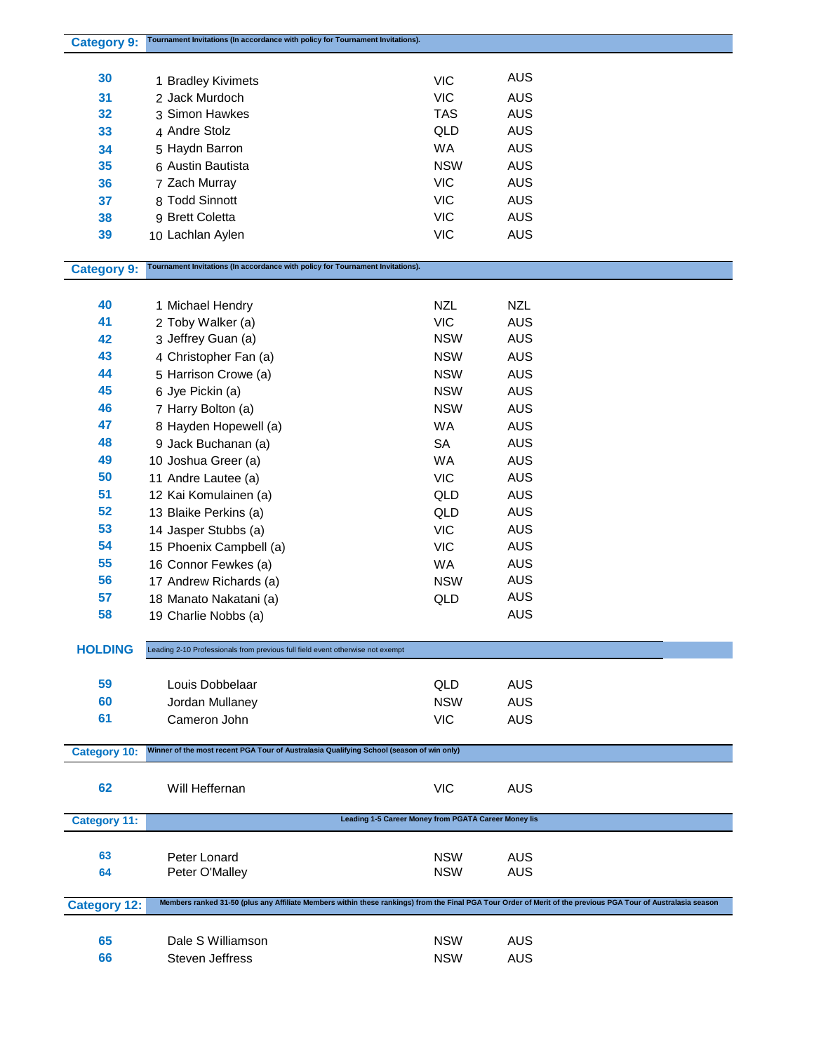**Category 9:** Tournament Invitations (In accordance with policy for Tournament Invitations).

| # | | Name | State | Country |
|---|---|---|---|---|
| 30 | 1 | Bradley Kivimets | VIC | AUS |
| 31 | 2 | Jack Murdoch | VIC | AUS |
| 32 | 3 | Simon Hawkes | TAS | AUS |
| 33 | 4 | Andre Stolz | QLD | AUS |
| 34 | 5 | Haydn Barron | WA | AUS |
| 35 | 6 | Austin Bautista | NSW | AUS |
| 36 | 7 | Zach Murray | VIC | AUS |
| 37 | 8 | Todd Sinnott | VIC | AUS |
| 38 | 9 | Brett Coletta | VIC | AUS |
| 39 | 10 | Lachlan Aylen | VIC | AUS |

**Category 9:** Tournament Invitations (In accordance with policy for Tournament Invitations).

| # | | Name | State | Country |
|---|---|---|---|---|
| 40 | 1 | Michael Hendry | NZL | NZL |
| 41 | 2 | Toby Walker (a) | VIC | AUS |
| 42 | 3 | Jeffrey Guan (a) | NSW | AUS |
| 43 | 4 | Christopher Fan (a) | NSW | AUS |
| 44 | 5 | Harrison Crowe (a) | NSW | AUS |
| 45 | 6 | Jye Pickin (a) | NSW | AUS |
| 46 | 7 | Harry Bolton (a) | NSW | AUS |
| 47 | 8 | Hayden Hopewell (a) | WA | AUS |
| 48 | 9 | Jack Buchanan (a) | SA | AUS |
| 49 | 10 | Joshua Greer (a) | WA | AUS |
| 50 | 11 | Andre Lautee (a) | VIC | AUS |
| 51 | 12 | Kai Komulainen (a) | QLD | AUS |
| 52 | 13 | Blaike Perkins (a) | QLD | AUS |
| 53 | 14 | Jasper Stubbs (a) | VIC | AUS |
| 54 | 15 | Phoenix Campbell (a) | VIC | AUS |
| 55 | 16 | Connor Fewkes (a) | WA | AUS |
| 56 | 17 | Andrew Richards (a) | NSW | AUS |
| 57 | 18 | Manato Nakatani (a) | QLD | AUS |
| 58 | 19 | Charlie Nobbs (a) | | AUS |

**HOLDING** Leading 2-10 Professionals from previous full field event otherwise not exempt

| # | Name | State | Country |
|---|---|---|---|
| 59 | Louis Dobbelaar | QLD | AUS |
| 60 | Jordan Mullaney | NSW | AUS |
| 61 | Cameron John | VIC | AUS |

**Category 10:** Winner of the most recent PGA Tour of Australasia Qualifying School (season of win only)

| # | Name | State | Country |
|---|---|---|---|
| 62 | Will Heffernan | VIC | AUS |

**Category 11:** Leading 1-5 Career Money from PGATA Career Money lis

| # | Name | State | Country |
|---|---|---|---|
| 63 | Peter Lonard | NSW | AUS |
| 64 | Peter O'Malley | NSW | AUS |

**Category 12:** Members ranked 31-50 (plus any Affiliate Members within these rankings) from the Final PGA Tour Order of Merit of the previous PGA Tour of Australasia season

| # | Name | State | Country |
|---|---|---|---|
| 65 | Dale S Williamson | NSW | AUS |
| 66 | Steven Jeffress | NSW | AUS |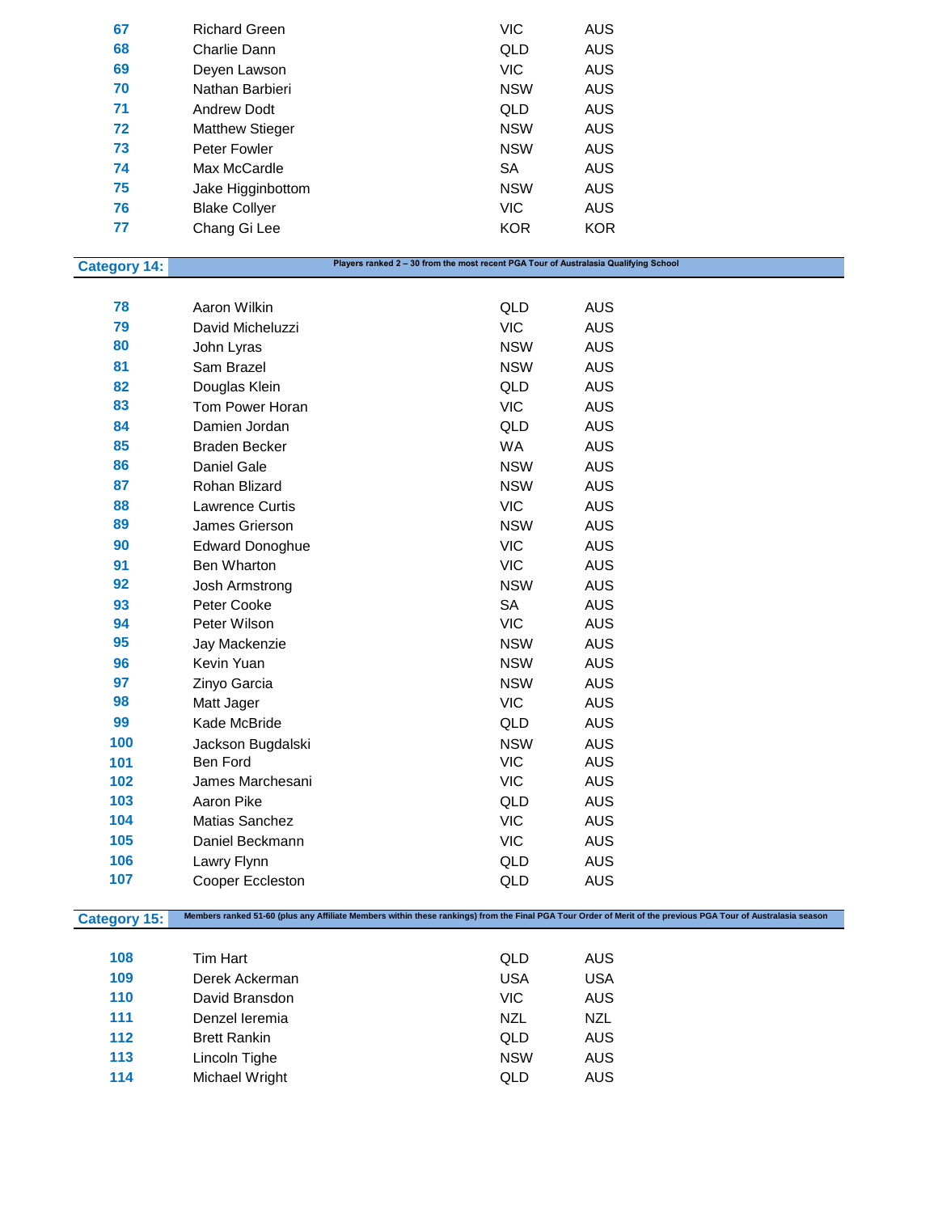| | | | |
|---|---|---|---|
| 67 | Richard Green | VIC | AUS |
| 68 | Charlie Dann | QLD | AUS |
| 69 | Deyen Lawson | VIC | AUS |
| 70 | Nathan Barbieri | NSW | AUS |
| 71 | Andrew Dodt | QLD | AUS |
| 72 | Matthew Stieger | NSW | AUS |
| 73 | Peter Fowler | NSW | AUS |
| 74 | Max McCardle | SA | AUS |
| 75 | Jake Higginbottom | NSW | AUS |
| 76 | Blake Collyer | VIC | AUS |
| 77 | Chang Gi Lee | KOR | KOR |

**Category 14:** Players ranked 2 – 30 from the most recent PGA Tour of Australasia Qualifying School

| | | | |
|---|---|---|---|
| 78 | Aaron Wilkin | QLD | AUS |
| 79 | David Micheluzzi | VIC | AUS |
| 80 | John Lyras | NSW | AUS |
| 81 | Sam Brazel | NSW | AUS |
| 82 | Douglas Klein | QLD | AUS |
| 83 | Tom Power Horan | VIC | AUS |
| 84 | Damien Jordan | QLD | AUS |
| 85 | Braden Becker | WA | AUS |
| 86 | Daniel Gale | NSW | AUS |
| 87 | Rohan Blizard | NSW | AUS |
| 88 | Lawrence Curtis | VIC | AUS |
| 89 | James Grierson | NSW | AUS |
| 90 | Edward Donoghue | VIC | AUS |
| 91 | Ben Wharton | VIC | AUS |
| 92 | Josh Armstrong | NSW | AUS |
| 93 | Peter Cooke | SA | AUS |
| 94 | Peter Wilson | VIC | AUS |
| 95 | Jay Mackenzie | NSW | AUS |
| 96 | Kevin Yuan | NSW | AUS |
| 97 | Zinyo Garcia | NSW | AUS |
| 98 | Matt Jager | VIC | AUS |
| 99 | Kade McBride | QLD | AUS |
| 100 | Jackson Bugdalski | NSW | AUS |
| 101 | Ben Ford | VIC | AUS |
| 102 | James Marchesani | VIC | AUS |
| 103 | Aaron Pike | QLD | AUS |
| 104 | Matias Sanchez | VIC | AUS |
| 105 | Daniel Beckmann | VIC | AUS |
| 106 | Lawry Flynn | QLD | AUS |
| 107 | Cooper Eccleston | QLD | AUS |

**Category 15:** Members ranked 51-60 (plus any Affiliate Members within these rankings) from the Final PGA Tour Order of Merit of the previous PGA Tour of Australasia season

| | | | |
|---|---|---|---|
| 108 | Tim Hart | QLD | AUS |
| 109 | Derek Ackerman | USA | USA |
| 110 | David Bransdon | VIC | AUS |
| 111 | Denzel Ieremia | NZL | NZL |
| 112 | Brett Rankin | QLD | AUS |
| 113 | Lincoln Tighe | NSW | AUS |
| 114 | Michael Wright | QLD | AUS |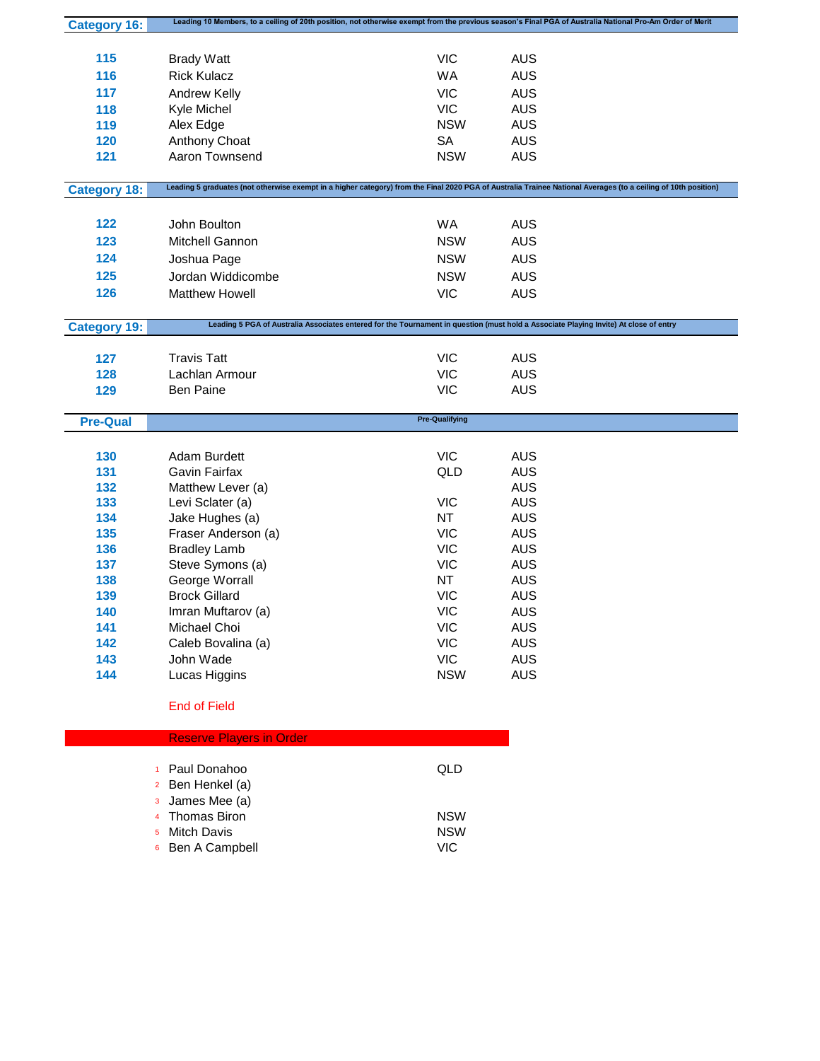**Category 16:** Leading 10 Members, to a ceiling of 20th position, not otherwise exempt from the previous season's Final PGA of Australia National Pro-Am Order of Merit

| | | | |
|---|---|---|---|
| 115 | Brady Watt | VIC | AUS |
| 116 | Rick Kulacz | WA | AUS |
| 117 | Andrew Kelly | VIC | AUS |
| 118 | Kyle Michel | VIC | AUS |
| 119 | Alex Edge | NSW | AUS |
| 120 | Anthony Choat | SA | AUS |
| 121 | Aaron Townsend | NSW | AUS |

**Category 18:** Leading 5 graduates (not otherwise exempt in a higher category) from the Final 2020 PGA of Australia Trainee National Averages (to a ceiling of 10th position)

| | | | |
|---|---|---|---|
| 122 | John Boulton | WA | AUS |
| 123 | Mitchell Gannon | NSW | AUS |
| 124 | Joshua Page | NSW | AUS |
| 125 | Jordan Widdicombe | NSW | AUS |
| 126 | Matthew Howell | VIC | AUS |

**Category 19:** Leading 5 PGA of Australia Associates entered for the Tournament in question (must hold a Associate Playing Invite) At close of entry

| | | | |
|---|---|---|---|
| 127 | Travis Tatt | VIC | AUS |
| 128 | Lachlan Armour | VIC | AUS |
| 129 | Ben Paine | VIC | AUS |

**Pre-Qual** Pre-Qualifying

| | | | |
|---|---|---|---|
| 130 | Adam Burdett | VIC | AUS |
| 131 | Gavin Fairfax | QLD | AUS |
| 132 | Matthew Lever (a) | | AUS |
| 133 | Levi Sclater (a) | VIC | AUS |
| 134 | Jake Hughes (a) | NT | AUS |
| 135 | Fraser Anderson (a) | VIC | AUS |
| 136 | Bradley Lamb | VIC | AUS |
| 137 | Steve Symons (a) | VIC | AUS |
| 138 | George Worrall | NT | AUS |
| 139 | Brock Gillard | VIC | AUS |
| 140 | Imran Muftarov (a) | VIC | AUS |
| 141 | Michael Choi | VIC | AUS |
| 142 | Caleb Bovalina (a) | VIC | AUS |
| 143 | John Wade | VIC | AUS |
| 144 | Lucas Higgins | NSW | AUS |

End of Field

**Reserve Players in Order**

| | | |
|---|---|---|
| 1 | Paul Donahoo | QLD |
| 2 | Ben Henkel (a) | |
| 3 | James Mee (a) | |
| 4 | Thomas Biron | NSW |
| 5 | Mitch Davis | NSW |
| 6 | Ben A Campbell | VIC |